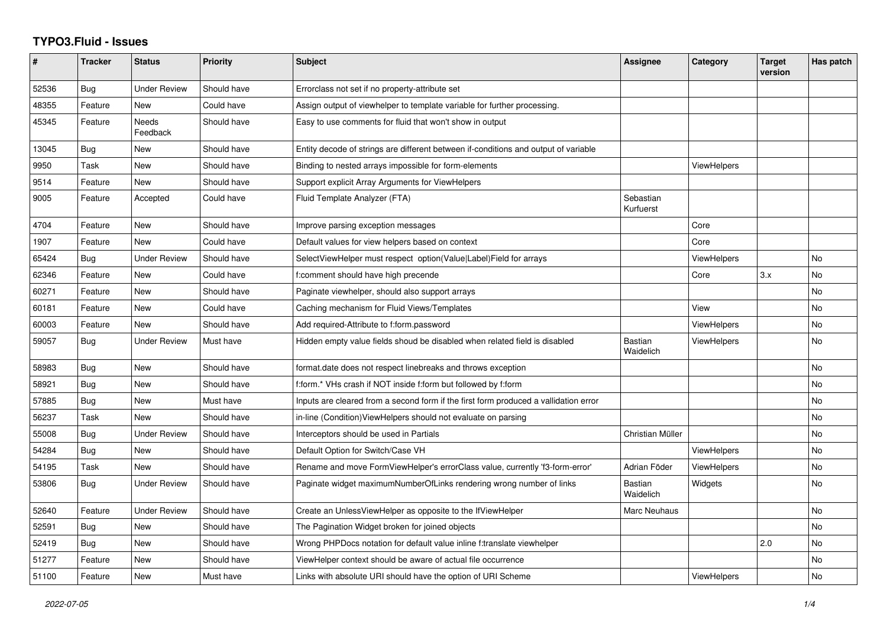# TYPO3.Fluid - Issues

| # | Tracker | Status | Priority | Subject | Assignee | Category | Target version | Has patch |
|---|---|---|---|---|---|---|---|---|
| 52536 | Bug | Under Review | Should have | Errorclass not set if no property-attribute set | | | | |
| 48355 | Feature | New | Could have | Assign output of viewhelper to template variable for further processing. | | | | |
| 45345 | Feature | Needs Feedback | Should have | Easy to use comments for fluid that won't show in output | | | | |
| 13045 | Bug | New | Should have | Entity decode of strings are different between if-conditions and output of variable | | | | |
| 9950 | Task | New | Should have | Binding to nested arrays impossible for form-elements | | ViewHelpers | | |
| 9514 | Feature | New | Should have | Support explicit Array Arguments for ViewHelpers | | | | |
| 9005 | Feature | Accepted | Could have | Fluid Template Analyzer (FTA) | Sebastian Kurfuerst | | | |
| 4704 | Feature | New | Should have | Improve parsing exception messages | | Core | | |
| 1907 | Feature | New | Could have | Default values for view helpers based on context | | Core | | |
| 65424 | Bug | Under Review | Should have | SelectViewHelper must respect option(Value\|Label)Field for arrays | | ViewHelpers | | No |
| 62346 | Feature | New | Could have | f:comment should have high precende | | Core | 3.x | No |
| 60271 | Feature | New | Should have | Paginate viewhelper, should also support arrays | | | | No |
| 60181 | Feature | New | Could have | Caching mechanism for Fluid Views/Templates | | View | | No |
| 60003 | Feature | New | Should have | Add required-Attribute to f:form.password | | ViewHelpers | | No |
| 59057 | Bug | Under Review | Must have | Hidden empty value fields shoud be disabled when related field is disabled | Bastian Waidelich | ViewHelpers | | No |
| 58983 | Bug | New | Should have | format.date does not respect linebreaks and throws exception | | | | No |
| 58921 | Bug | New | Should have | f:form.* VHs crash if NOT inside f:form but followed by f:form | | | | No |
| 57885 | Bug | New | Must have | Inputs are cleared from a second form if the first form produced a vallidation error | | | | No |
| 56237 | Task | New | Should have | in-line (Condition)ViewHelpers should not evaluate on parsing | | | | No |
| 55008 | Bug | Under Review | Should have | Interceptors should be used in Partials | Christian Müller | | | No |
| 54284 | Bug | New | Should have | Default Option for Switch/Case VH | | ViewHelpers | | No |
| 54195 | Task | New | Should have | Rename and move FormViewHelper's errorClass value, currently 'f3-form-error' | Adrian Föder | ViewHelpers | | No |
| 53806 | Bug | Under Review | Should have | Paginate widget maximumNumberOfLinks rendering wrong number of links | Bastian Waidelich | Widgets | | No |
| 52640 | Feature | Under Review | Should have | Create an UnlessViewHelper as opposite to the IfViewHelper | Marc Neuhaus | | | No |
| 52591 | Bug | New | Should have | The Pagination Widget broken for joined objects | | | | No |
| 52419 | Bug | New | Should have | Wrong PHPDocs notation for default value inline f:translate viewhelper | | | 2.0 | No |
| 51277 | Feature | New | Should have | ViewHelper context should be aware of actual file occurrence | | | | No |
| 51100 | Feature | New | Must have | Links with absolute URI should have the option of URI Scheme | | ViewHelpers | | No |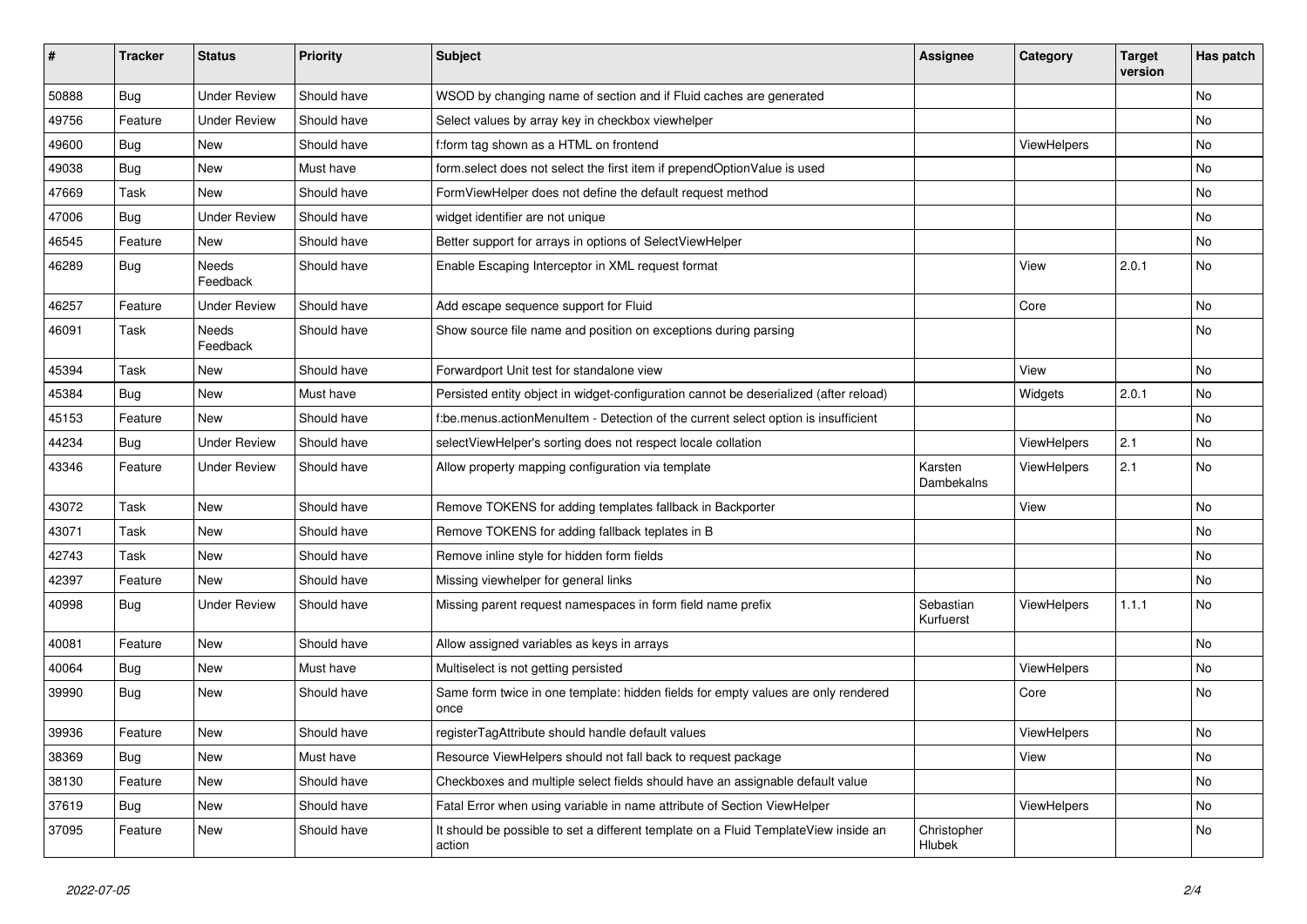| # | Tracker | Status | Priority | Subject | Assignee | Category | Target version | Has patch |
|---|---|---|---|---|---|---|---|---|
| 50888 | Bug | Under Review | Should have | WSOD by changing name of section and if Fluid caches are generated | | | | No |
| 49756 | Feature | Under Review | Should have | Select values by array key in checkbox viewhelper | | | | No |
| 49600 | Bug | New | Should have | f:form tag shown as a HTML on frontend | | ViewHelpers | | No |
| 49038 | Bug | New | Must have | form.select does not select the first item if prependOptionValue is used | | | | No |
| 47669 | Task | New | Should have | FormViewHelper does not define the default request method | | | | No |
| 47006 | Bug | Under Review | Should have | widget identifier are not unique | | | | No |
| 46545 | Feature | New | Should have | Better support for arrays in options of SelectViewHelper | | | | No |
| 46289 | Bug | Needs Feedback | Should have | Enable Escaping Interceptor in XML request format | | View | 2.0.1 | No |
| 46257 | Feature | Under Review | Should have | Add escape sequence support for Fluid | | Core | | No |
| 46091 | Task | Needs Feedback | Should have | Show source file name and position on exceptions during parsing | | | | No |
| 45394 | Task | New | Should have | Forwardport Unit test for standalone view | | View | | No |
| 45384 | Bug | New | Must have | Persisted entity object in widget-configuration cannot be deserialized (after reload) | | Widgets | 2.0.1 | No |
| 45153 | Feature | New | Should have | f:be.menus.actionMenuItem - Detection of the current select option is insufficient | | | | No |
| 44234 | Bug | Under Review | Should have | selectViewHelper's sorting does not respect locale collation | | ViewHelpers | 2.1 | No |
| 43346 | Feature | Under Review | Should have | Allow property mapping configuration via template | Karsten Dambekalns | ViewHelpers | 2.1 | No |
| 43072 | Task | New | Should have | Remove TOKENS for adding templates fallback in Backporter | | View | | No |
| 43071 | Task | New | Should have | Remove TOKENS for adding fallback teplates in B | | | | No |
| 42743 | Task | New | Should have | Remove inline style for hidden form fields | | | | No |
| 42397 | Feature | New | Should have | Missing viewhelper for general links | | | | No |
| 40998 | Bug | Under Review | Should have | Missing parent request namespaces in form field name prefix | Sebastian Kurfuerst | ViewHelpers | 1.1.1 | No |
| 40081 | Feature | New | Should have | Allow assigned variables as keys in arrays | | | | No |
| 40064 | Bug | New | Must have | Multiselect is not getting persisted | | ViewHelpers | | No |
| 39990 | Bug | New | Should have | Same form twice in one template: hidden fields for empty values are only rendered once | | Core | | No |
| 39936 | Feature | New | Should have | registerTagAttribute should handle default values | | ViewHelpers | | No |
| 38369 | Bug | New | Must have | Resource ViewHelpers should not fall back to request package | | View | | No |
| 38130 | Feature | New | Should have | Checkboxes and multiple select fields should have an assignable default value | | | | No |
| 37619 | Bug | New | Should have | Fatal Error when using variable in name attribute of Section ViewHelper | | ViewHelpers | | No |
| 37095 | Feature | New | Should have | It should be possible to set a different template on a Fluid TemplateView inside an action | Christopher Hlubek | | | No |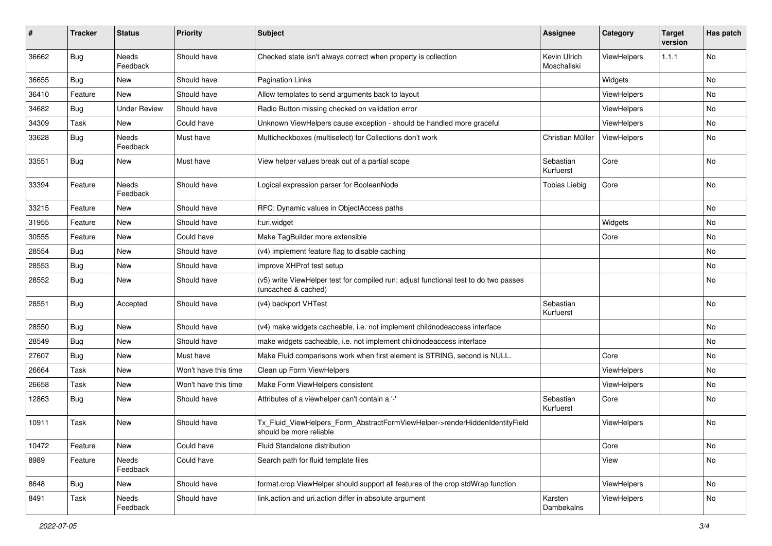| # | Tracker | Status | Priority | Subject | Assignee | Category | Target version | Has patch |
|---|---|---|---|---|---|---|---|---|
| 36662 | Bug | Needs Feedback | Should have | Checked state isn't always correct when property is collection | Kevin Ulrich Moschallski | ViewHelpers | 1.1.1 | No |
| 36655 | Bug | New | Should have | Pagination Links | | Widgets | | No |
| 36410 | Feature | New | Should have | Allow templates to send arguments back to layout | | ViewHelpers | | No |
| 34682 | Bug | Under Review | Should have | Radio Button missing checked on validation error | | ViewHelpers | | No |
| 34309 | Task | New | Could have | Unknown ViewHelpers cause exception - should be handled more graceful | | ViewHelpers | | No |
| 33628 | Bug | Needs Feedback | Must have | Multicheckboxes (multiselect) for Collections don't work | Christian Müller | ViewHelpers | | No |
| 33551 | Bug | New | Must have | View helper values break out of a partial scope | Sebastian Kurfuerst | Core | | No |
| 33394 | Feature | Needs Feedback | Should have | Logical expression parser for BooleanNode | Tobias Liebig | Core | | No |
| 33215 | Feature | New | Should have | RFC: Dynamic values in ObjectAccess paths | | | | No |
| 31955 | Feature | New | Should have | f:uri.widget | | Widgets | | No |
| 30555 | Feature | New | Could have | Make TagBuilder more extensible | | Core | | No |
| 28554 | Bug | New | Should have | (v4) implement feature flag to disable caching | | | | No |
| 28553 | Bug | New | Should have | improve XHProf test setup | | | | No |
| 28552 | Bug | New | Should have | (v5) write ViewHelper test for compiled run; adjust functional test to do two passes (uncached & cached) | | | | No |
| 28551 | Bug | Accepted | Should have | (v4) backport VHTest | Sebastian Kurfuerst | | | No |
| 28550 | Bug | New | Should have | (v4) make widgets cacheable, i.e. not implement childnodeaccess interface | | | | No |
| 28549 | Bug | New | Should have | make widgets cacheable, i.e. not implement childnodeaccess interface | | | | No |
| 27607 | Bug | New | Must have | Make Fluid comparisons work when first element is STRING, second is NULL. | | Core | | No |
| 26664 | Task | New | Won't have this time | Clean up Form ViewHelpers | | ViewHelpers | | No |
| 26658 | Task | New | Won't have this time | Make Form ViewHelpers consistent | | ViewHelpers | | No |
| 12863 | Bug | New | Should have | Attributes of a viewhelper can't contain a '-' | Sebastian Kurfuerst | Core | | No |
| 10911 | Task | New | Should have | Tx_Fluid_ViewHelpers_Form_AbstractFormViewHelper->renderHiddenIdentityField should be more reliable | | ViewHelpers | | No |
| 10472 | Feature | New | Could have | Fluid Standalone distribution | | Core | | No |
| 8989 | Feature | Needs Feedback | Could have | Search path for fluid template files | | View | | No |
| 8648 | Bug | New | Should have | format.crop ViewHelper should support all features of the crop stdWrap function | | ViewHelpers | | No |
| 8491 | Task | Needs Feedback | Should have | link.action and uri.action differ in absolute argument | Karsten Dambekalns | ViewHelpers | | No |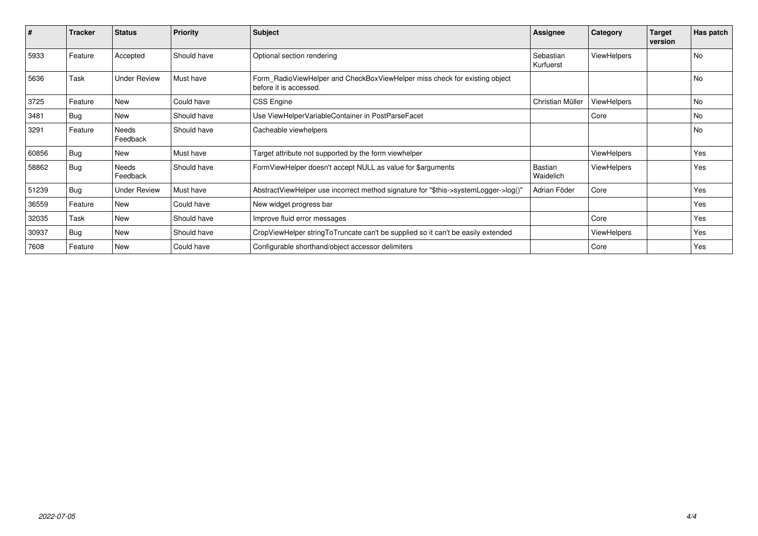| # | Tracker | Status | Priority | Subject | Assignee | Category | Target version | Has patch |
|---|---|---|---|---|---|---|---|---|
| 5933 | Feature | Accepted | Should have | Optional section rendering | Sebastian Kurfuerst | ViewHelpers | | No |
| 5636 | Task | Under Review | Must have | Form_RadioViewHelper and CheckBoxViewHelper miss check for existing object before it is accessed. | | | | No |
| 3725 | Feature | New | Could have | CSS Engine | Christian Müller | ViewHelpers | | No |
| 3481 | Bug | New | Should have | Use ViewHelperVariableContainer in PostParseFacet | | Core | | No |
| 3291 | Feature | Needs Feedback | Should have | Cacheable viewhelpers | | | | No |
| 60856 | Bug | New | Must have | Target attribute not supported by the form viewhelper | | ViewHelpers | | Yes |
| 58862 | Bug | Needs Feedback | Should have | FormViewHelper doesn't accept NULL as value for $arguments | Bastian Waidelich | ViewHelpers | | Yes |
| 51239 | Bug | Under Review | Must have | AbstractViewHelper use incorrect method signature for "$this->systemLogger->log()" | Adrian Föder | Core | | Yes |
| 36559 | Feature | New | Could have | New widget progress bar | | | | Yes |
| 32035 | Task | New | Should have | Improve fluid error messages | | Core | | Yes |
| 30937 | Bug | New | Should have | CropViewHelper stringToTruncate can't be supplied so it can't be easily extended | | ViewHelpers | | Yes |
| 7608 | Feature | New | Could have | Configurable shorthand/object accessor delimiters | | Core | | Yes |

*2022-07-05*